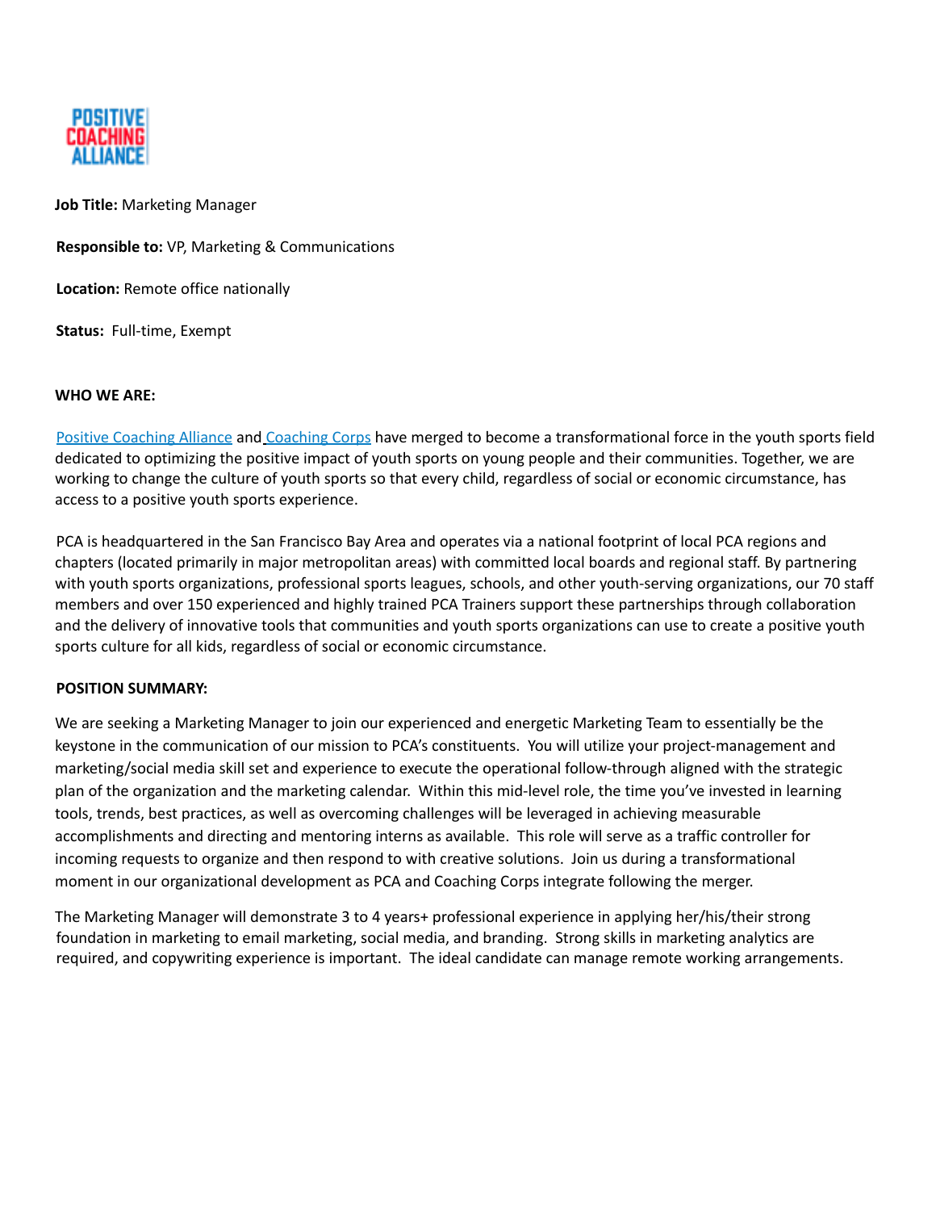**Job Title:** Marketing Manager

**Responsible to:** VP, Marketing & Communications

**Location:** Remote office nationally

**Status:** Full-time, Exempt

**WHO WE ARE:**

Positive Coaching Alliance and Coaching Corps have merged to become a transformational force in the youth sports field dedicated to optimizing the positive impact of youth sports on young people and their communities. Together, we are working to change the culture of youth sports so that every child, regardless of social or economic circumstance, has access to a positive youth sports experience.

PCA is headquartered in the San Francisco Bay Area and operates via a national footprint of local PCA regions and chapters (located primarily in major metropolitan areas) with committed local boards and regional staff. By partnering with youth sports organizations, professional sports leagues, schools, and other youth-serving organizations, our 70 staff members and over 150 experienced and highly trained PCA Trainers support these partnerships through collaboration and the delivery of innovative tools that communities and youth sports organizations can use to create a positive youth sports culture for all kids, regardless of social or economic circumstance.

**POSITION SUMMARY:**

We are seeking a Marketing Manager to join our experienced and energetic Marketing Team to essentially be the keystone in the communication of our mission to PCA's constituents. You will utilize your project-management and marketing/social media skill set and experience to execute the operational follow-through aligned with the strategic plan of the organization and the marketing calendar. Within this mid-level role, the time you've invested in learning tools, trends, best practices, as well as overcoming challenges will be leveraged in achieving measurable accomplishments and directing and mentoring interns as available. This role will serve as a traffic controller for incoming requests to organize and then respond to with creative solutions. Join us during a transformational moment in our organizational development as PCA and Coaching Corps integrate following the merger.

The Marketing Manager will demonstrate 3 to 4 years+ professional experience in applying her/his/their strong foundation in marketing to email marketing, social media, and branding. Strong skills in marketing analytics are required, and copywriting experience is important. The ideal candidate can manage remote working arrangements.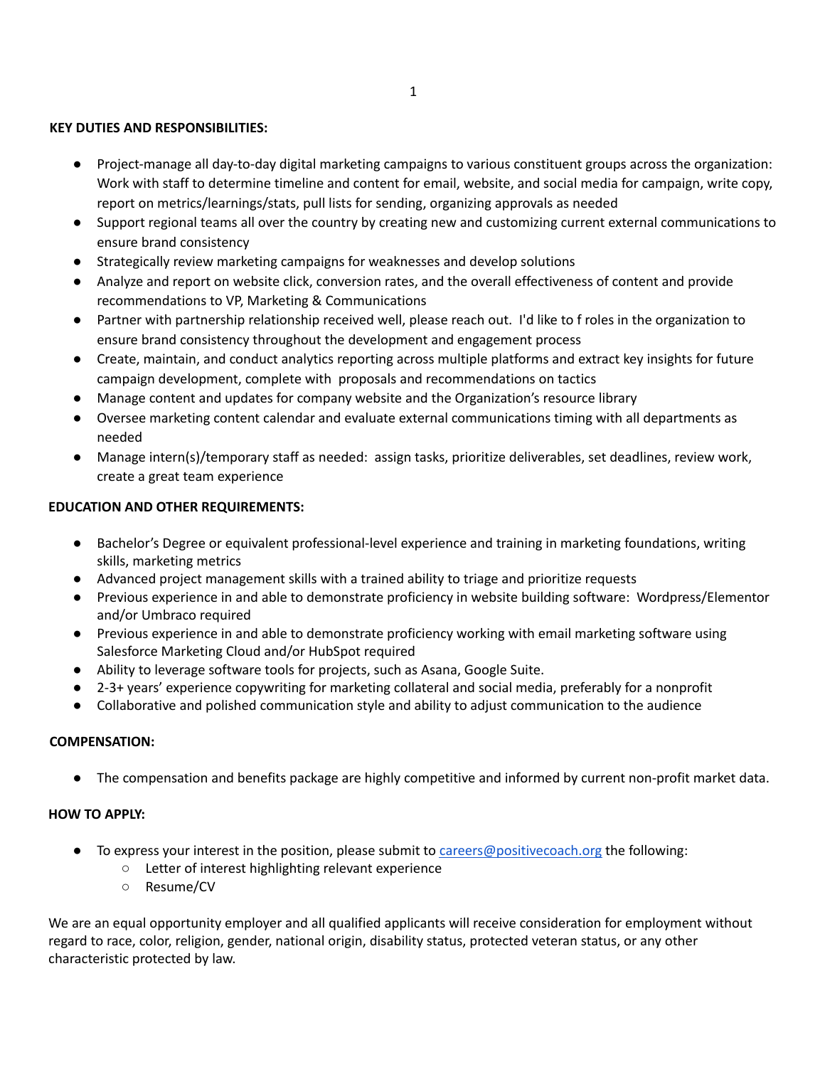**KEY DUTIES AND RESPONSIBILITIES:**

- Project-manage all day-to-day digital marketing campaigns to various constituent groups across the organization: Work with staff to determine timeline and content for email, website, and social media for campaign, write copy, report on metrics/learnings/stats, pull lists for sending, organizing approvals as needed
- Support regional teams all over the country by creating new and customizing current external communications to ensure brand consistency
- Strategically review marketing campaigns for weaknesses and develop solutions
- Analyze and report on website click, conversion rates, and the overall effectiveness of content and provide recommendations to VP, Marketing & Communications
- Partner with partnership relationship received well, please reach out. I'd like to f roles in the organization to ensure brand consistency throughout the development and engagement process
- Create, maintain, and conduct analytics reporting across multiple platforms and extract key insights for future campaign development, complete with proposals and recommendations on tactics
- Manage content and updates for company website and the Organization's resource library
- Oversee marketing content calendar and evaluate external communications timing with all departments as needed
- Manage intern(s)/temporary staff as needed: assign tasks, prioritize deliverables, set deadlines, review work, create a great team experience

**EDUCATION AND OTHER REQUIREMENTS:**

- Bachelor's Degree or equivalent professional-level experience and training in marketing foundations, writing skills, marketing metrics
- Advanced project management skills with a trained ability to triage and prioritize requests
- Previous experience in and able to demonstrate proficiency in website building software: Wordpress/Elementor and/or Umbraco required
- Previous experience in and able to demonstrate proficiency working with email marketing software using Salesforce Marketing Cloud and/or HubSpot required
- Ability to leverage software tools for projects, such as Asana, Google Suite.
- 2-3+ years' experience copywriting for marketing collateral and social media, preferably for a nonprofit
- Collaborative and polished communication style and ability to adjust communication to the audience

**COMPENSATION:**

- The compensation and benefits package are highly competitive and informed by current non-profit market data.

**HOW TO APPLY:**

- To express your interest in the position, please submit to careers@positivecoach.org the following:
  - Letter of interest highlighting relevant experience
  - Resume/CV

We are an equal opportunity employer and all qualified applicants will receive consideration for employment without regard to race, color, religion, gender, national origin, disability status, protected veteran status, or any other characteristic protected by law.